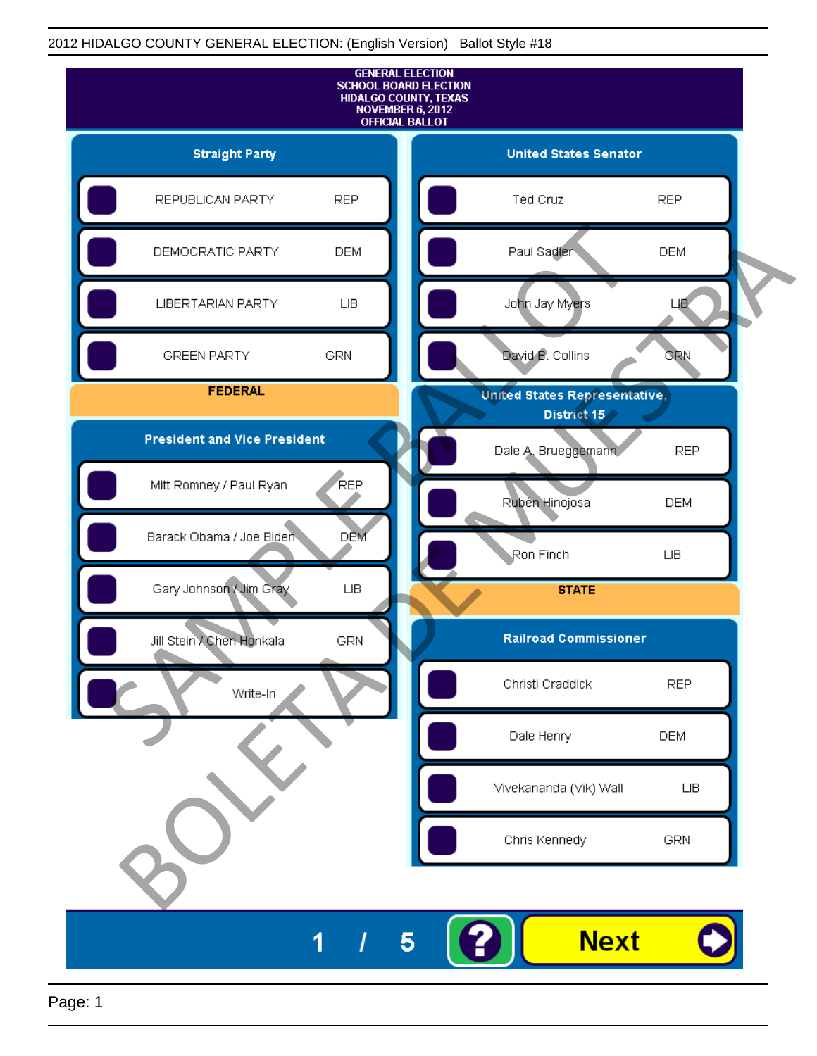2012 HIDALGO COUNTY GENERAL ELECTION: (English Version) Ballot Style #18

GENERAL ELECTION
SCHOOL BOARD ELECTION
HIDALGO COUNTY, TEXAS
NOVEMBER 6, 2012
OFFICIAL BALLOT

## Straight Party

| Party | |
|---|---|
| REPUBLICAN PARTY | REP |
| DEMOCRATIC PARTY | DEM |
| LIBERTARIAN PARTY | LIB |
| GREEN PARTY | GRN |

## FEDERAL

### President and Vice President

| Candidate | Party |
|---|---|
| Mitt Romney / Paul Ryan | REP |
| Barack Obama / Joe Biden | DEM |
| Gary Johnson / Jim Gray | LIB |
| Jill Stein / Cheri Honkala | GRN |
| Write-In | |

### United States Senator

| Candidate | Party |
|---|---|
| Ted Cruz | REP |
| Paul Sadler | DEM |
| John Jay Myers | LIB |
| David B. Collins | GRN |

### United States Representative, District 15

| Candidate | Party |
|---|---|
| Dale A. Brueggemann | REP |
| Rubén Hinojosa | DEM |
| Ron Finch | LIB |

## STATE

### Railroad Commissioner

| Candidate | Party |
|---|---|
| Christi Craddick | REP |
| Dale Henry | DEM |
| Vivekananda (Vik) Wall | LIB |
| Chris Kennedy | GRN |

SAMPLE BALLOT
BOLETA DE MUESTRA

1 / 5

Next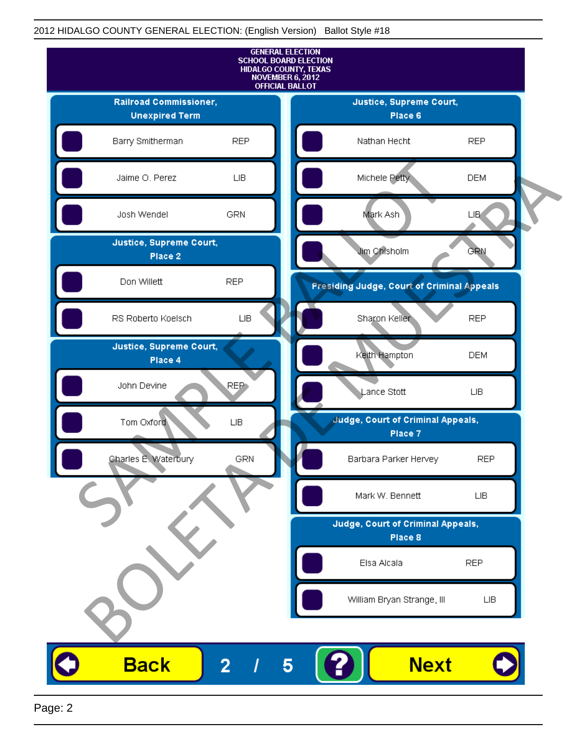2012 HIDALGO COUNTY GENERAL ELECTION: (English Version) Ballot Style #18

GENERAL ELECTION
SCHOOL BOARD ELECTION
HIDALGO COUNTY, TEXAS
NOVEMBER 6, 2012
OFFICIAL BALLOT

**Railroad Commissioner, Unexpired Term**

| Candidate | Party |
|---|---|
| Barry Smitherman | REP |
| Jaime O. Perez | LIB |
| Josh Wendel | GRN |

**Justice, Supreme Court, Place 2**

| Candidate | Party |
|---|---|
| Don Willett | REP |
| RS Roberto Koelsch | LIB |

**Justice, Supreme Court, Place 4**

| Candidate | Party |
|---|---|
| John Devine | REP |
| Tom Oxford | LIB |
| Charles E. Waterbury | GRN |

**Justice, Supreme Court, Place 6**

| Candidate | Party |
|---|---|
| Nathan Hecht | REP |
| Michele Petty | DEM |
| Mark Ash | LIB |
| Jim Chisholm | GRN |

**Presiding Judge, Court of Criminal Appeals**

| Candidate | Party |
|---|---|
| Sharon Keller | REP |
| Keith Hampton | DEM |
| Lance Stott | LIB |

**Judge, Court of Criminal Appeals, Place 7**

| Candidate | Party |
|---|---|
| Barbara Parker Hervey | REP |
| Mark W. Bennett | LIB |

**Judge, Court of Criminal Appeals, Place 8**

| Candidate | Party |
|---|---|
| Elsa Alcala | REP |
| William Bryan Strange, III | LIB |

SAMPLE BALLOT BOLETA DE MUESTRA

Back 2 / 5 ? Next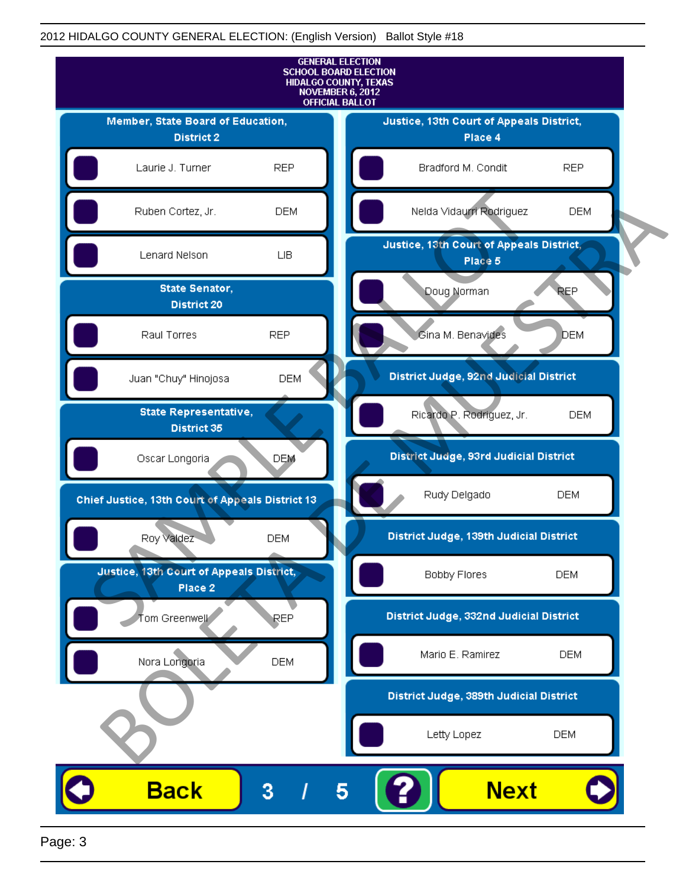GENERAL ELECTION
SCHOOL BOARD ELECTION
HIDALGO COUNTY, TEXAS
NOVEMBER 6, 2012
OFFICIAL BALLOT

## Member, State Board of Education, District 2

| Candidate | Party |
|---|---|
| Laurie J. Turner | REP |
| Ruben Cortez, Jr. | DEM |
| Lenard Nelson | LIB |

## State Senator, District 20

| Candidate | Party |
|---|---|
| Raul Torres | REP |
| Juan "Chuy" Hinojosa | DEM |

## State Representative, District 35

| Candidate | Party |
|---|---|
| Oscar Longoria | DEM |

## Chief Justice, 13th Court of Appeals District 13

| Candidate | Party |
|---|---|
| Roy Valdez | DEM |

## Justice, 13th Court of Appeals District, Place 2

| Candidate | Party |
|---|---|
| Tom Greenwell | REP |
| Nora Longoria | DEM |

## Justice, 13th Court of Appeals District, Place 4

| Candidate | Party |
|---|---|
| Bradford M. Condit | REP |
| Nelda Vidaurri Rodriguez | DEM |

## Justice, 13th Court of Appeals District, Place 5

| Candidate | Party |
|---|---|
| Doug Norman | REP |
| Gina M. Benavides | DEM |

## District Judge, 92nd Judicial District

| Candidate | Party |
|---|---|
| Ricardo P. Rodriguez, Jr. | DEM |

## District Judge, 93rd Judicial District

| Candidate | Party |
|---|---|
| Rudy Delgado | DEM |

## District Judge, 139th Judicial District

| Candidate | Party |
|---|---|
| Bobby Flores | DEM |

## District Judge, 332nd Judicial District

| Candidate | Party |
|---|---|
| Mario E. Ramirez | DEM |

## District Judge, 389th Judicial District

| Candidate | Party |
|---|---|
| Letty Lopez | DEM |

SAMPLE BALLOT
BOLETA DE MUESTRA

Back 3 / 5 ? Next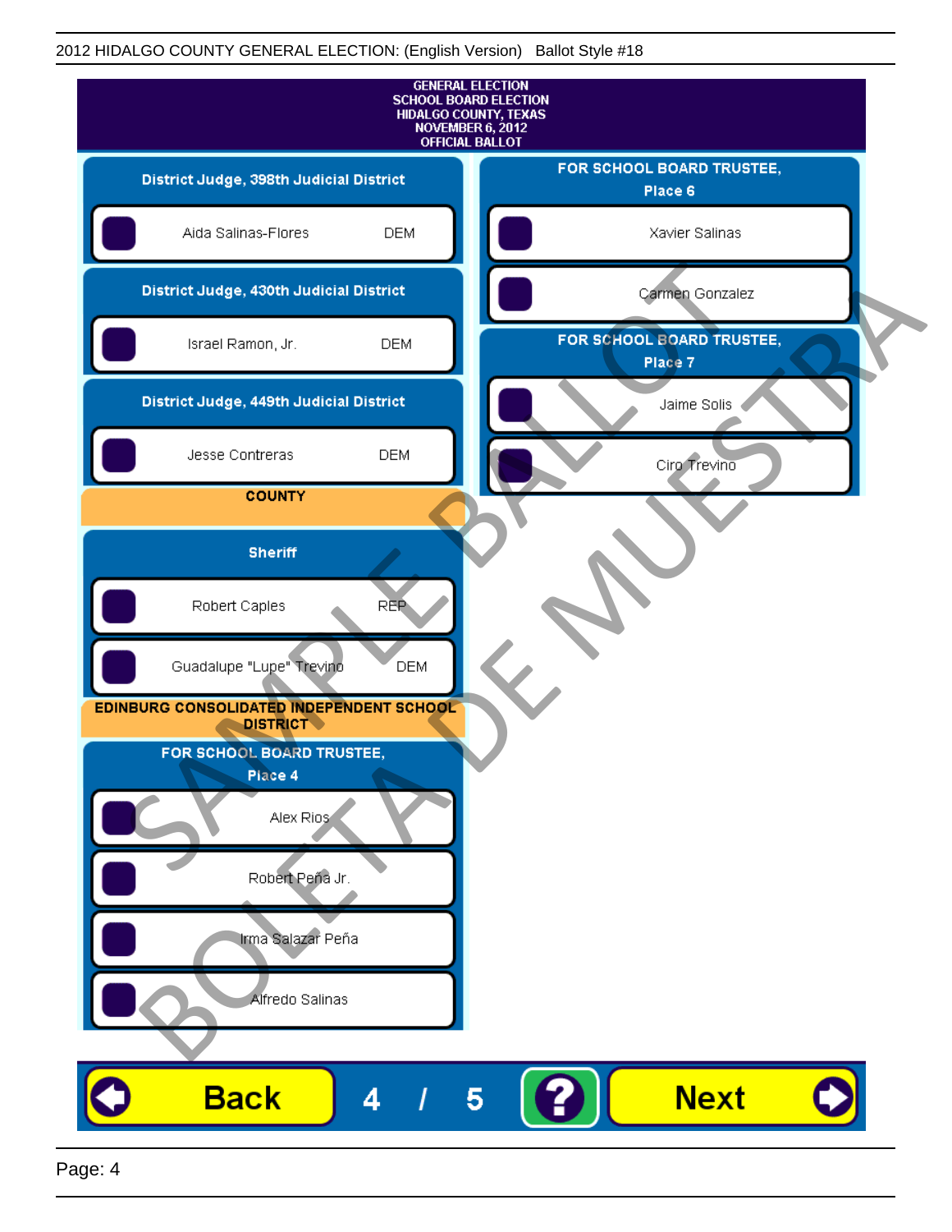2012 HIDALGO COUNTY GENERAL ELECTION: (English Version) Ballot Style #18

GENERAL ELECTION
SCHOOL BOARD ELECTION
HIDALGO COUNTY, TEXAS
NOVEMBER 6, 2012
OFFICIAL BALLOT

## District Judge, 398th Judicial District

- Aida Salinas-Flores DEM

## District Judge, 430th Judicial District

- Israel Ramon, Jr. DEM

## District Judge, 449th Judicial District

- Jesse Contreras DEM

## COUNTY

## Sheriff

- Robert Caples REP
- Guadalupe "Lupe" Trevino DEM

## EDINBURG CONSOLIDATED INDEPENDENT SCHOOL DISTRICT

## FOR SCHOOL BOARD TRUSTEE, Place 4

- Alex Rios
- Robert Peña Jr.
- Irma Salazar Peña
- Alfredo Salinas

## FOR SCHOOL BOARD TRUSTEE, Place 6

- Xavier Salinas
- Carmen Gonzalez

## FOR SCHOOL BOARD TRUSTEE, Place 7

- Jaime Solis
- Ciro Trevino

SAMPLE BALLOT
BOLETA DE MUESTRA

Back 4 / 5 ? Next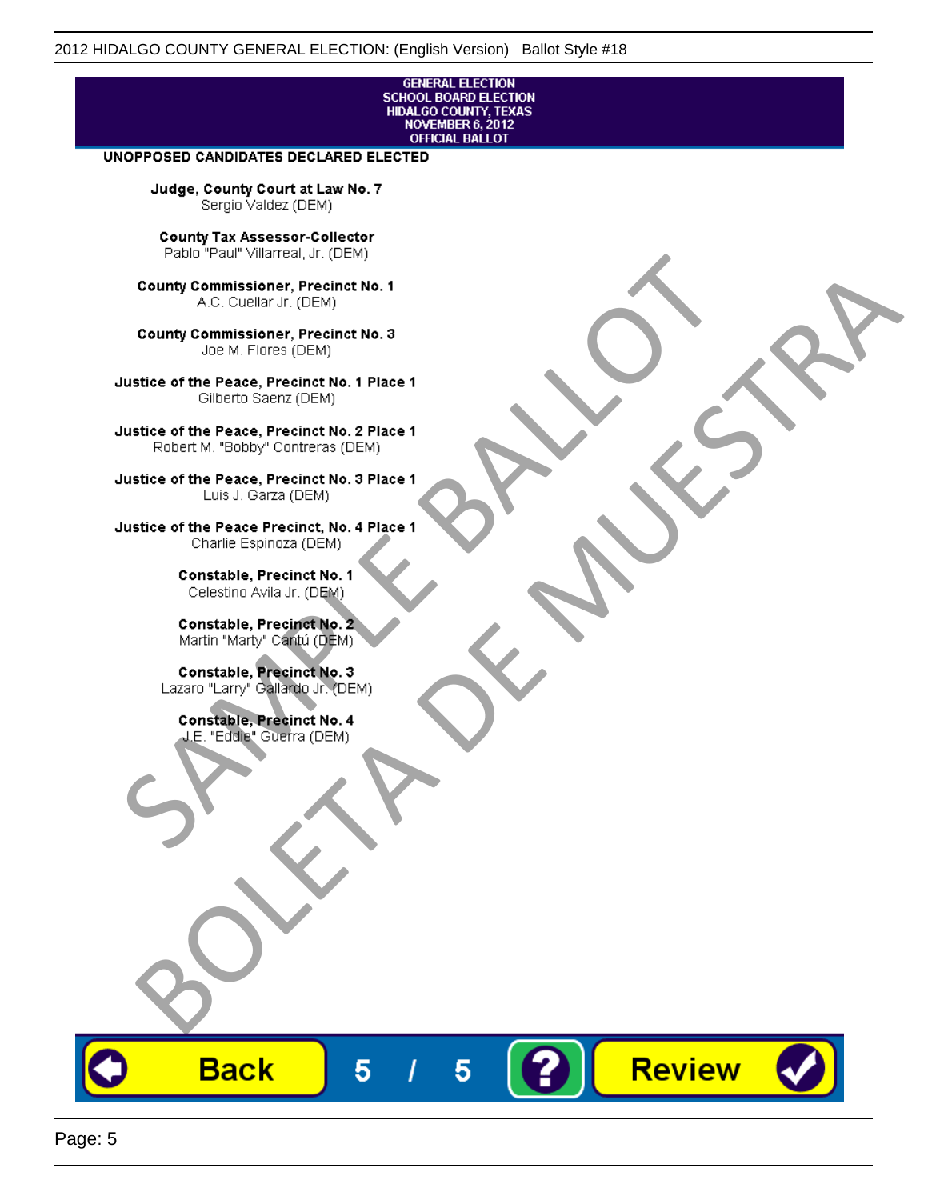GENERAL ELECTION
SCHOOL BOARD ELECTION
HIDALGO COUNTY, TEXAS
NOVEMBER 6, 2012
OFFICIAL BALLOT

**UNOPPOSED CANDIDATES DECLARED ELECTED**

**Judge, County Court at Law No. 7**
Sergio Valdez (DEM)

**County Tax Assessor-Collector**
Pablo "Paul" Villarreal, Jr. (DEM)

**County Commissioner, Precinct No. 1**
A.C. Cuellar Jr. (DEM)

**County Commissioner, Precinct No. 3**
Joe M. Flores (DEM)

**Justice of the Peace, Precinct No. 1 Place 1**
Gilberto Saenz (DEM)

**Justice of the Peace, Precinct No. 2 Place 1**
Robert M. "Bobby" Contreras (DEM)

**Justice of the Peace, Precinct No. 3 Place 1**
Luis J. Garza (DEM)

**Justice of the Peace Precinct, No. 4 Place 1**
Charlie Espinoza (DEM)

**Constable, Precinct No. 1**
Celestino Avila Jr. (DEM)

**Constable, Precinct No. 2**
Martin "Marty" Cantú (DEM)

**Constable, Precinct No. 3**
Lazaro "Larry" Gallardo Jr. (DEM)

**Constable, Precinct No. 4**
J.E. "Eddie" Guerra (DEM)

SAMPLE BALLOT
BOLETA DE MUESTRA

Back 5 / 5 ? Review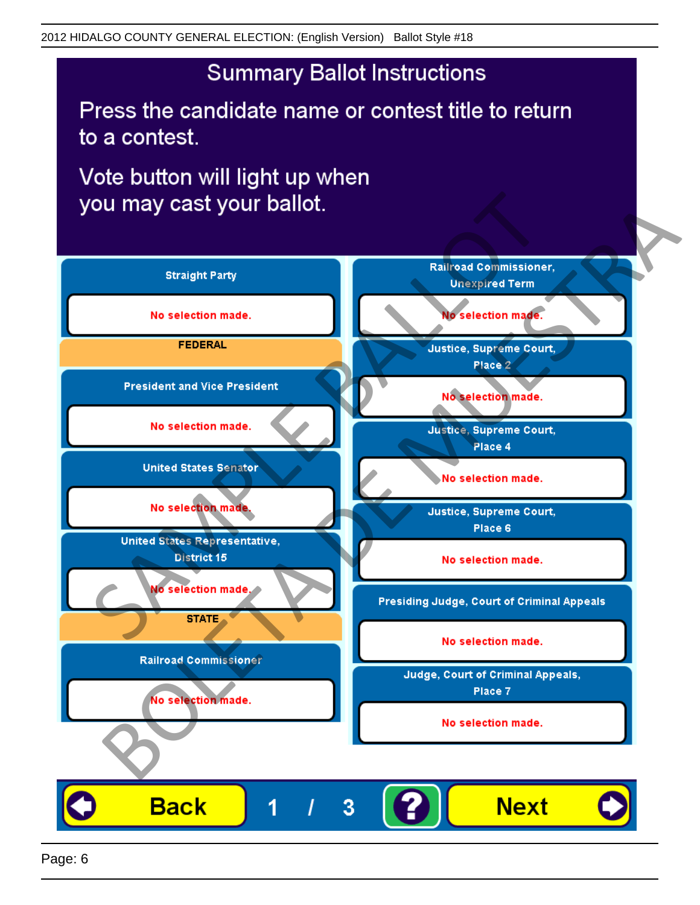# Summary Ballot Instructions

Press the candidate name or contest title to return to a contest.

Vote button will light up when you may cast your ballot.

**Straight Party**

No selection made.

**FEDERAL**

**President and Vice President**

No selection made.

**United States Senator**

No selection made.

**United States Representative, District 15**

No selection made.

**STATE**

**Railroad Commissioner**

No selection made.

**Railroad Commissioner, Unexpired Term**

No selection made.

**Justice, Supreme Court, Place 2**

No selection made.

**Justice, Supreme Court, Place 4**

No selection made.

**Justice, Supreme Court, Place 6**

No selection made.

**Presiding Judge, Court of Criminal Appeals**

No selection made.

**Judge, Court of Criminal Appeals, Place 7**

No selection made.

Back 1 / 3 ? Next

SAMPLE BALLOT BOLETA DE MUESTRA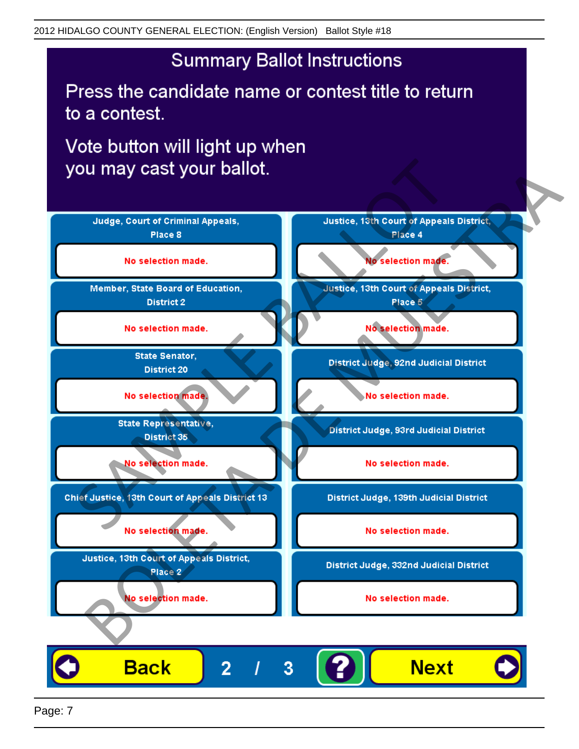2012 HIDALGO COUNTY GENERAL ELECTION: (English Version) Ballot Style #18

# Summary Ballot Instructions

Press the candidate name or contest title to return to a contest.

Vote button will light up when you may cast your ballot.

| Contest | Selection |
|---|---|
| Judge, Court of Criminal Appeals, Place 8 | No selection made. |
| Member, State Board of Education, District 2 | No selection made. |
| State Senator, District 20 | No selection made. |
| State Representative, District 35 | No selection made. |
| Chief Justice, 13th Court of Appeals District 13 | No selection made. |
| Justice, 13th Court of Appeals District, Place 2 | No selection made. |
| Justice, 13th Court of Appeals District, Place 4 | No selection made. |
| Justice, 13th Court of Appeals District, Place 5 | No selection made. |
| District Judge, 92nd Judicial District | No selection made. |
| District Judge, 93rd Judicial District | No selection made. |
| District Judge, 139th Judicial District | No selection made. |
| District Judge, 332nd Judicial District | No selection made. |

Back 2 / 3 ? Next

SAMPLE BALLOT
BOLETA DE MUESTRA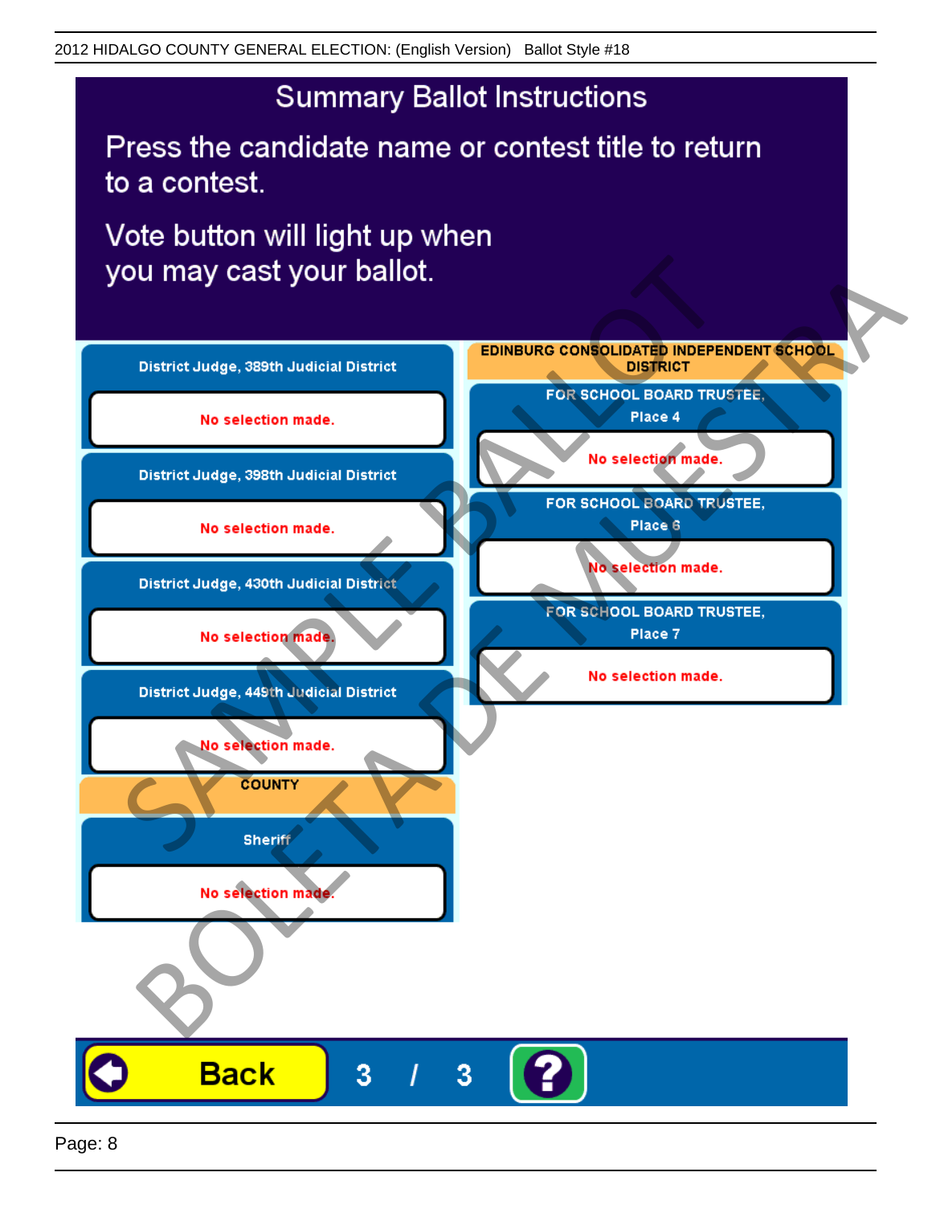2012 HIDALGO COUNTY GENERAL ELECTION: (English Version) Ballot Style #18

# Summary Ballot Instructions

Press the candidate name or contest title to return to a contest.

Vote button will light up when you may cast your ballot.

**District Judge, 389th Judicial District**

No selection made.

**District Judge, 398th Judicial District**

No selection made.

**District Judge, 430th Judicial District**

No selection made.

**District Judge, 449th Judicial District**

No selection made.

**COUNTY**

**Sheriff**

No selection made.

**EDINBURG CONSOLIDATED INDEPENDENT SCHOOL DISTRICT**

**FOR SCHOOL BOARD TRUSTEE, Place 4**

No selection made.

**FOR SCHOOL BOARD TRUSTEE, Place 6**

No selection made.

**FOR SCHOOL BOARD TRUSTEE, Place 7**

No selection made.

SAMPLE BALLOT

BOLETA DE MUESTRA

Back

3 / 3

?